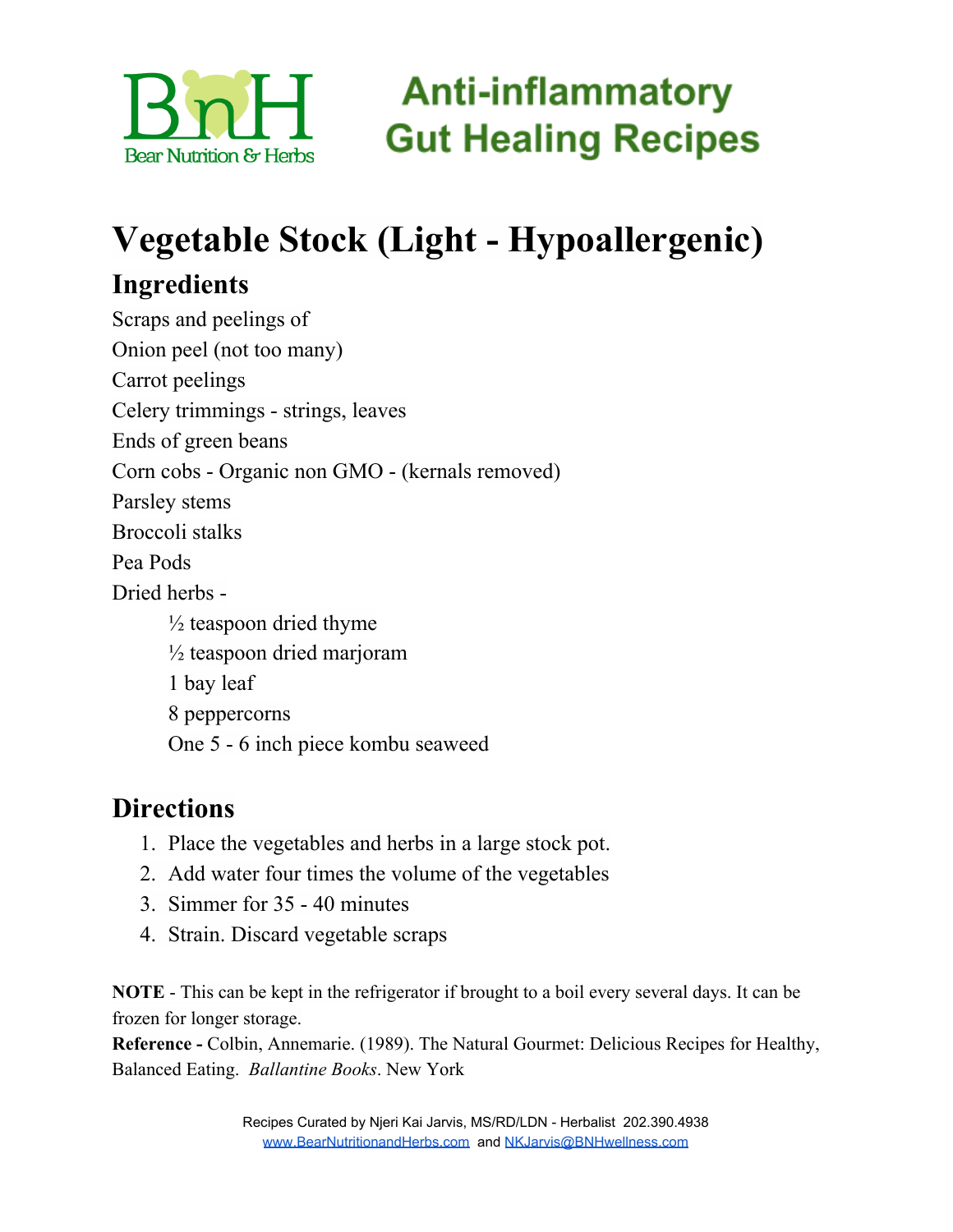Bear Nutrition & Herbs

# Anti-inflammatory Gut Healing Recipes

# Vegetable Stock (Light - Hypoallergenic)

## Ingredients

Scraps and peelings of
Onion peel (not too many)
Carrot peelings
Celery trimmings - strings, leaves
Ends of green beans
Corn cobs - Organic non GMO - (kernals removed)
Parsley stems
Broccoli stalks
Pea Pods
Dried herbs -

- ½ teaspoon dried thyme
- ½ teaspoon dried marjoram
- 1 bay leaf
- 8 peppercorns
- One 5 - 6 inch piece kombu seaweed

## Directions

1. Place the vegetables and herbs in a large stock pot.
2. Add water four times the volume of the vegetables
3. Simmer for 35 - 40 minutes
4. Strain. Discard vegetable scraps

**NOTE** - This can be kept in the refrigerator if brought to a boil every several days. It can be frozen for longer storage.

**Reference -** Colbin, Annemarie. (1989). The Natural Gourmet: Delicious Recipes for Healthy, Balanced Eating. *Ballantine Books*. New York

Recipes Curated by Njeri Kai Jarvis, MS/RD/LDN - Herbalist 202.390.4938
www.BearNutritionandHerbs.com and NKJarvis@BNHwellness.com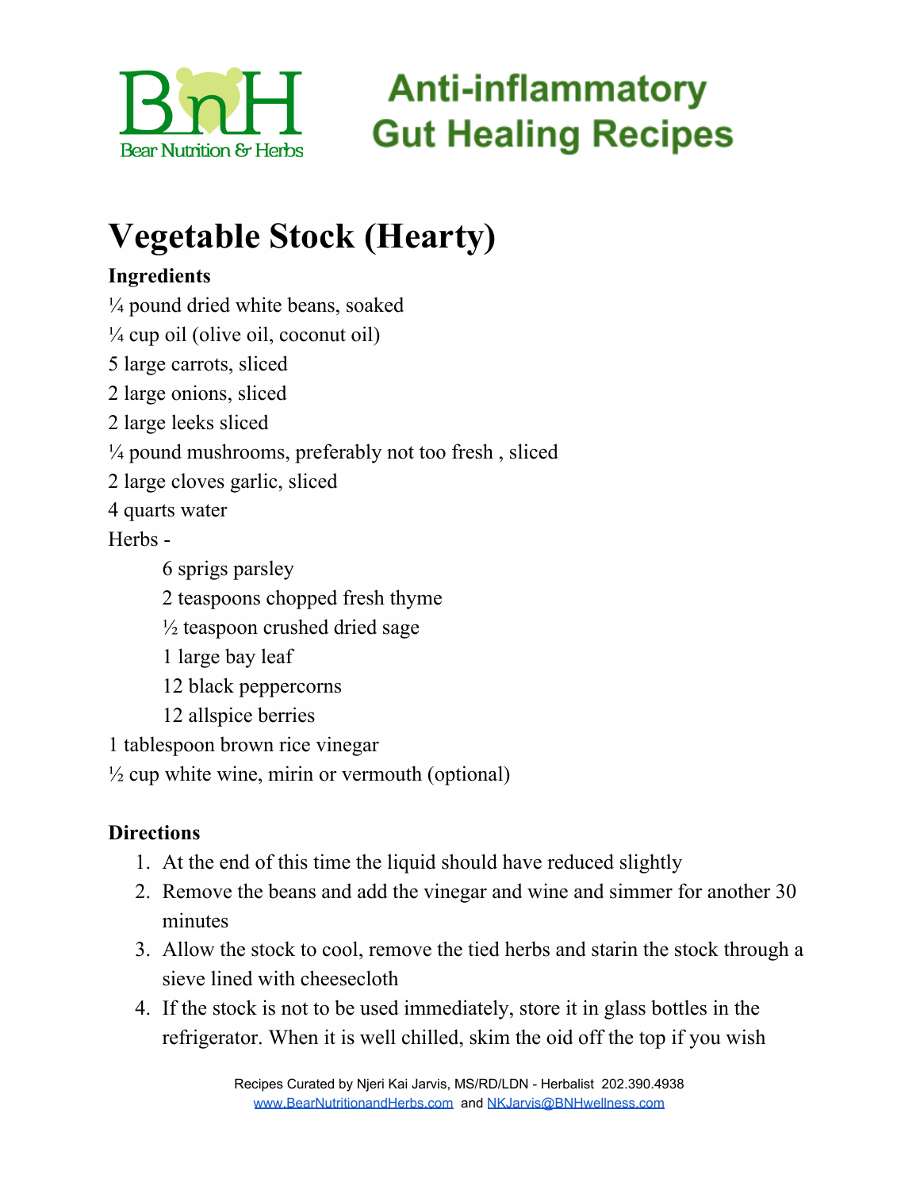# Vegetable Stock (Hearty)

**Ingredients**

¼ pound dried white beans, soaked
¼ cup oil (olive oil, coconut oil)
5 large carrots, sliced
2 large onions, sliced
2 large leeks sliced
¼ pound mushrooms, preferably not too fresh , sliced
2 large cloves garlic, sliced
4 quarts water
Herbs -

- 6 sprigs parsley
- 2 teaspoons chopped fresh thyme
- ½ teaspoon crushed dried sage
- 1 large bay leaf
- 12 black peppercorns
- 12 allspice berries

1 tablespoon brown rice vinegar
½ cup white wine, mirin or vermouth (optional)

**Directions**

1. At the end of this time the liquid should have reduced slightly
2. Remove the beans and add the vinegar and wine and simmer for another 30 minutes
3. Allow the stock to cool, remove the tied herbs and starin the stock through a sieve lined with cheesecloth
4. If the stock is not to be used immediately, store it in glass bottles in the refrigerator. When it is well chilled, skim the oid off the top if you wish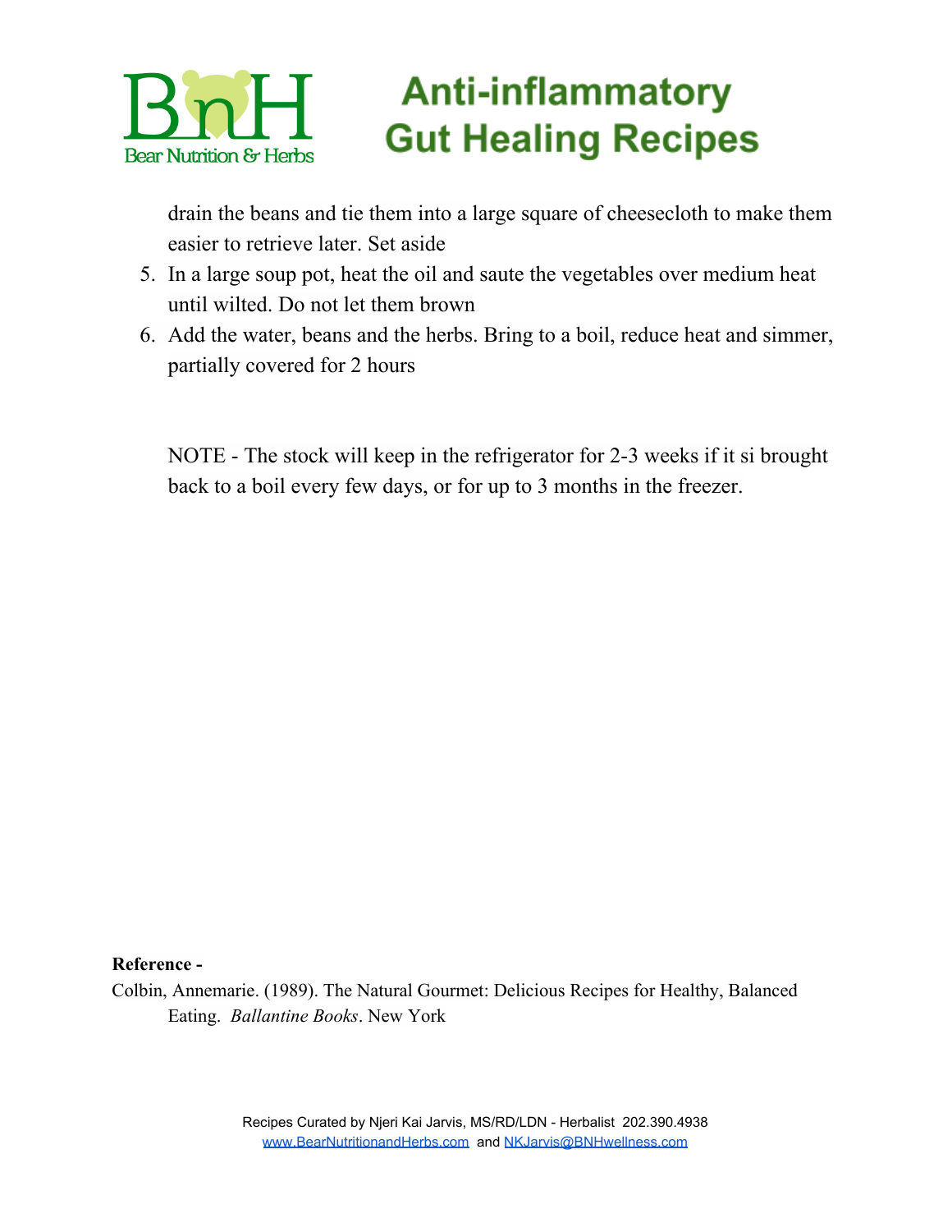drain the beans and tie them into a large square of cheesecloth to make them easier to retrieve later. Set aside

5. In a large soup pot, heat the oil and saute the vegetables over medium heat until wilted. Do not let them brown
6. Add the water, beans and the herbs. Bring to a boil, reduce heat and simmer, partially covered for 2 hours

NOTE - The stock will keep in the refrigerator for 2-3 weeks if it si brought back to a boil every few days, or for up to 3 months in the freezer.

**Reference -**

Colbin, Annemarie. (1989). The Natural Gourmet: Delicious Recipes for Healthy, Balanced Eating. *Ballantine Books*. New York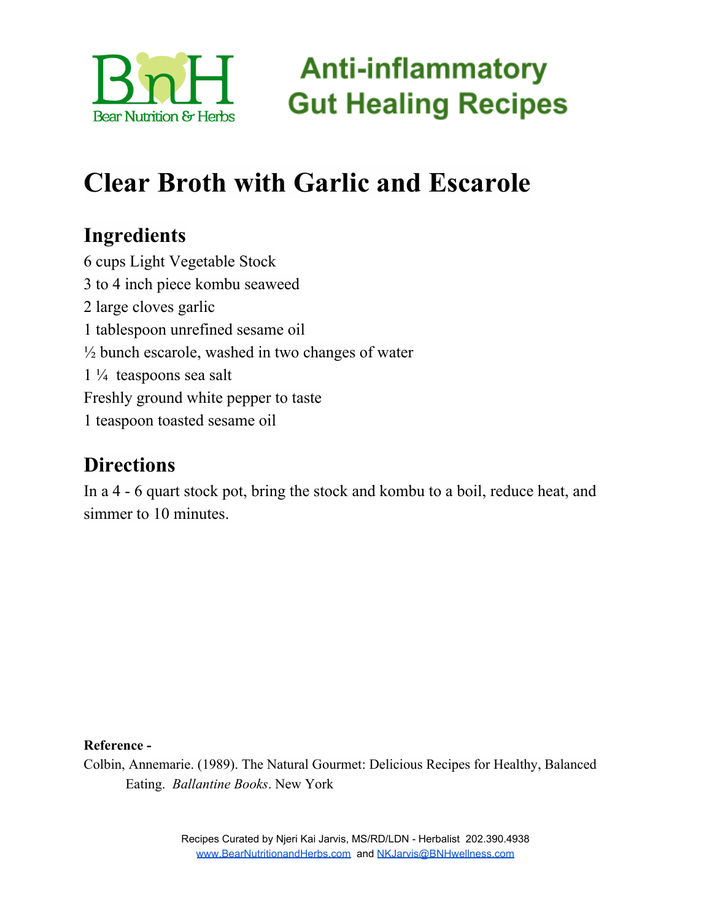Anti-inflammatory Gut Healing Recipes

# Clear Broth with Garlic and Escarole

## Ingredients

6 cups Light Vegetable Stock
3 to 4 inch piece kombu seaweed
2 large cloves garlic
1 tablespoon unrefined sesame oil
½ bunch escarole, washed in two changes of water
1 ¼ teaspoons sea salt
Freshly ground white pepper to taste
1 teaspoon toasted sesame oil

## Directions

In a 4 - 6 quart stock pot, bring the stock and kombu to a boil, reduce heat, and simmer to 10 minutes.

**Reference -**

Colbin, Annemarie. (1989). The Natural Gourmet: Delicious Recipes for Healthy, Balanced Eating. *Ballantine Books*. New York

Recipes Curated by Njeri Kai Jarvis, MS/RD/LDN - Herbalist 202.390.4938
www.BearNutritionandHerbs.com and NKJarvis@BNHwellness.com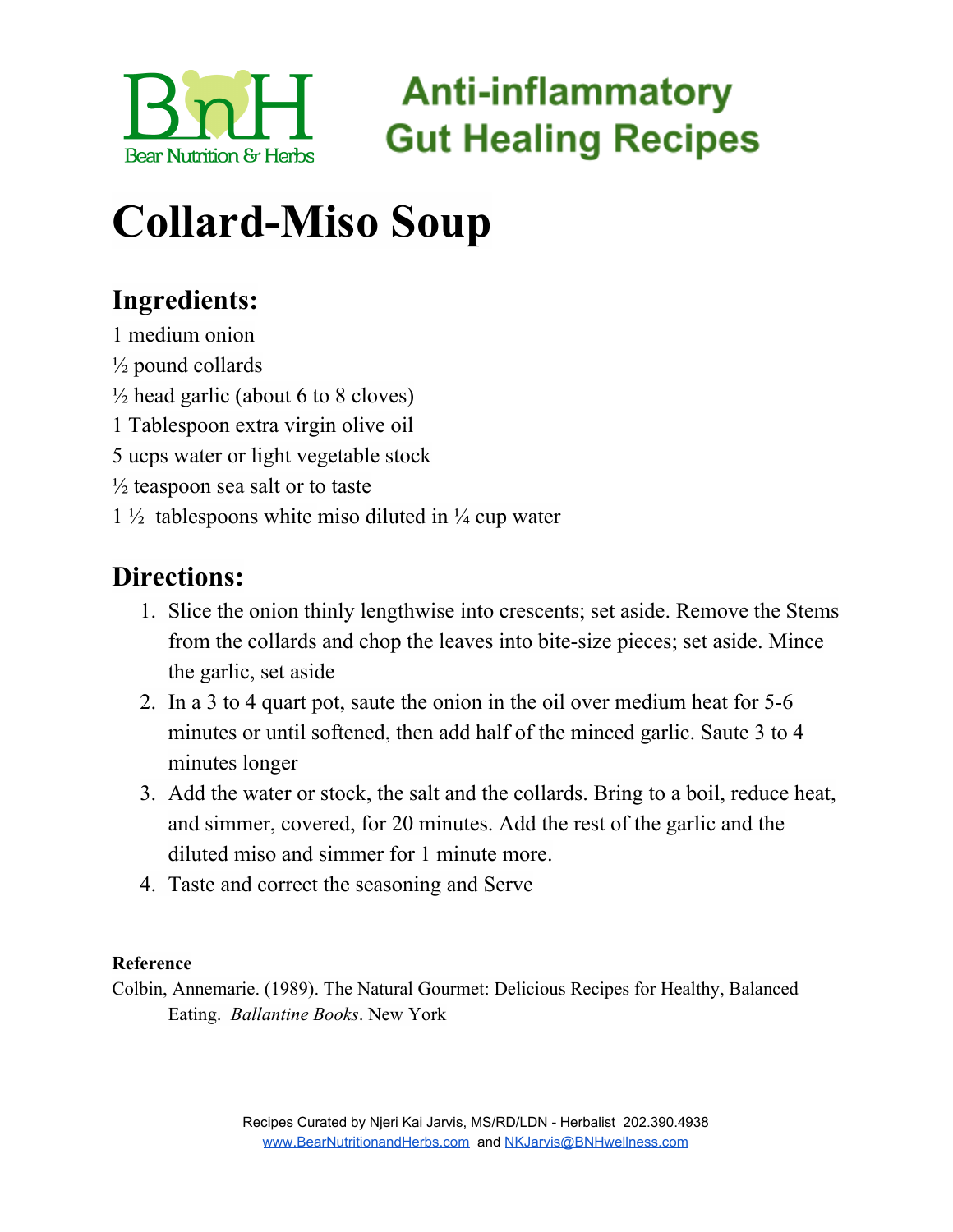BnH
Bear Nutrition & Herbs

**Anti-inflammatory Gut Healing Recipes**

# Collard-Miso Soup

## Ingredients:

1 medium onion
½ pound collards
½ head garlic (about 6 to 8 cloves)
1 Tablespoon extra virgin olive oil
5 ucps water or light vegetable stock
½ teaspoon sea salt or to taste
1 ½ tablespoons white miso diluted in ¼ cup water

## Directions:

1. Slice the onion thinly lengthwise into crescents; set aside. Remove the Stems from the collards and chop the leaves into bite-size pieces; set aside. Mince the garlic, set aside
2. In a 3 to 4 quart pot, saute the onion in the oil over medium heat for 5-6 minutes or until softened, then add half of the minced garlic. Saute 3 to 4 minutes longer
3. Add the water or stock, the salt and the collards. Bring to a boil, reduce heat, and simmer, covered, for 20 minutes. Add the rest of the garlic and the diluted miso and simmer for 1 minute more.
4. Taste and correct the seasoning and Serve

**Reference**

Colbin, Annemarie. (1989). The Natural Gourmet: Delicious Recipes for Healthy, Balanced Eating. *Ballantine Books*. New York

Recipes Curated by Njeri Kai Jarvis, MS/RD/LDN - Herbalist 202.390.4938
www.BearNutritionandHerbs.com and NKJarvis@BNHwellness.com